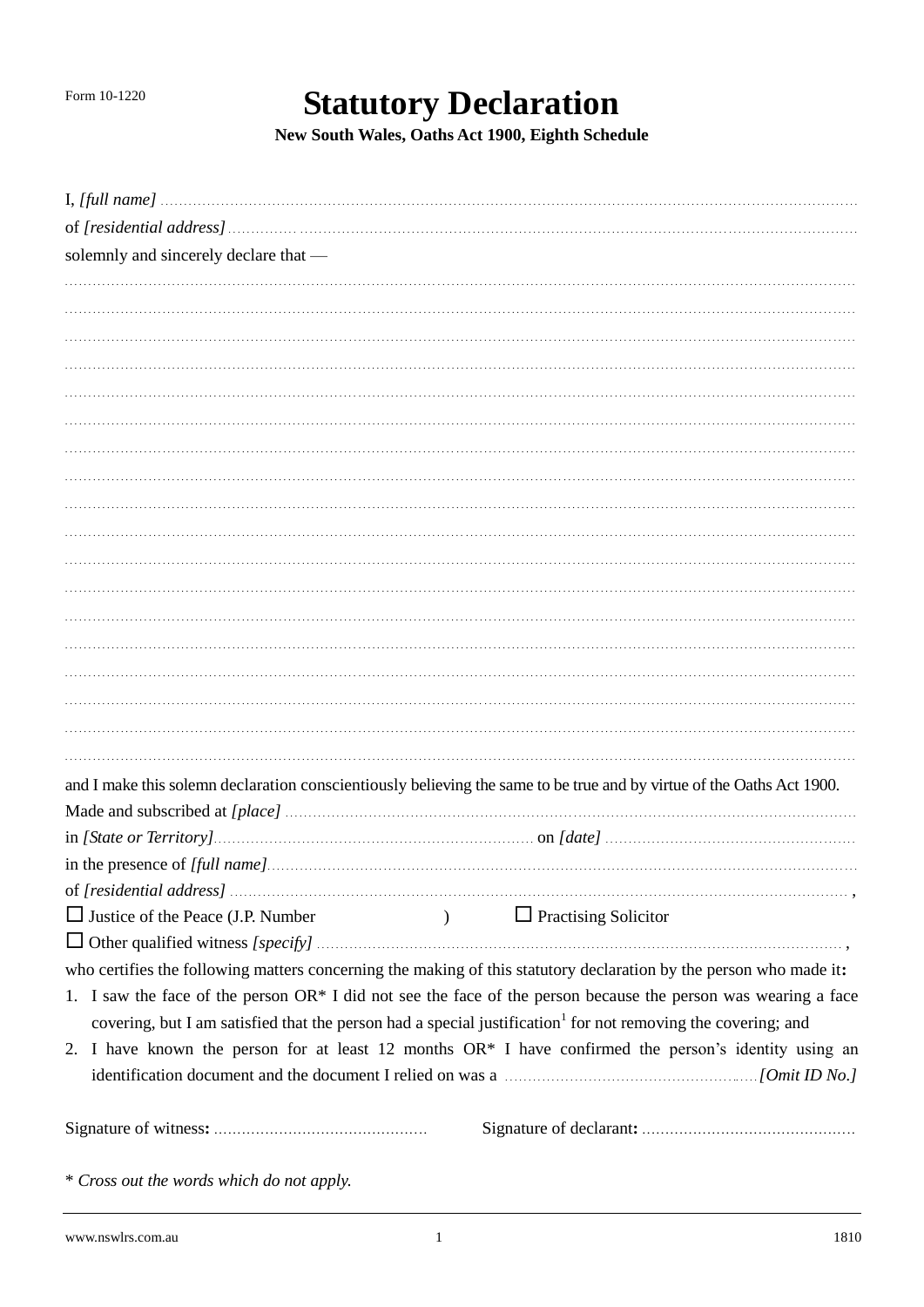Form 10-1220

# Statutory Declaration

**New South Wales, Oaths Act 1900, Eighth Schedule**

I, *[full name]* ..........................................................................................................................................

of *[residential address]* ..............................................................................................................................

solemnly and sincerely declare that —

..........................................................................................................................................................

..........................................................................................................................................................

..........................................................................................................................................................

..........................................................................................................................................................

..........................................................................................................................................................

..........................................................................................................................................................

..........................................................................................................................................................

..........................................................................................................................................................

..........................................................................................................................................................

..........................................................................................................................................................

..........................................................................................................................................................

..........................................................................................................................................................

..........................................................................................................................................................

..........................................................................................................................................................

..........................................................................................................................................................

..........................................................................................................................................................

..........................................................................................................................................................

..........................................................................................................................................................

and I make this solemn declaration conscientiously believing the same to be true and by virtue of the Oaths Act 1900.

Made and subscribed at *[place]* ..........................................................................................................

in *[State or Territory]*.................................................................... on *[date]* ......................................................

in the presence of *[full name]*..............................................................................................................

of *[residential address]* ...................................................................................................................... ,

☐ Justice of the Peace (J.P. Number )    ☐ Practising Solicitor

☐ Other qualified witness *[specify]* .................................................................................................. ,

who certifies the following matters concerning the making of this statutory declaration by the person who made it**:**

1. I saw the face of the person OR* I did not see the face of the person because the person was wearing a face covering, but I am satisfied that the person had a special justification[1] for not removing the covering; and
2. I have known the person for at least 12 months OR* I have confirmed the person's identity using an identification document and the document I relied on was a .......................................................*[Omit ID No.]*

Signature of witness**:** .............................................    Signature of declarant**:** .............................................

\* *Cross out the words which do not apply.*

www.nswlrs.com.au    1810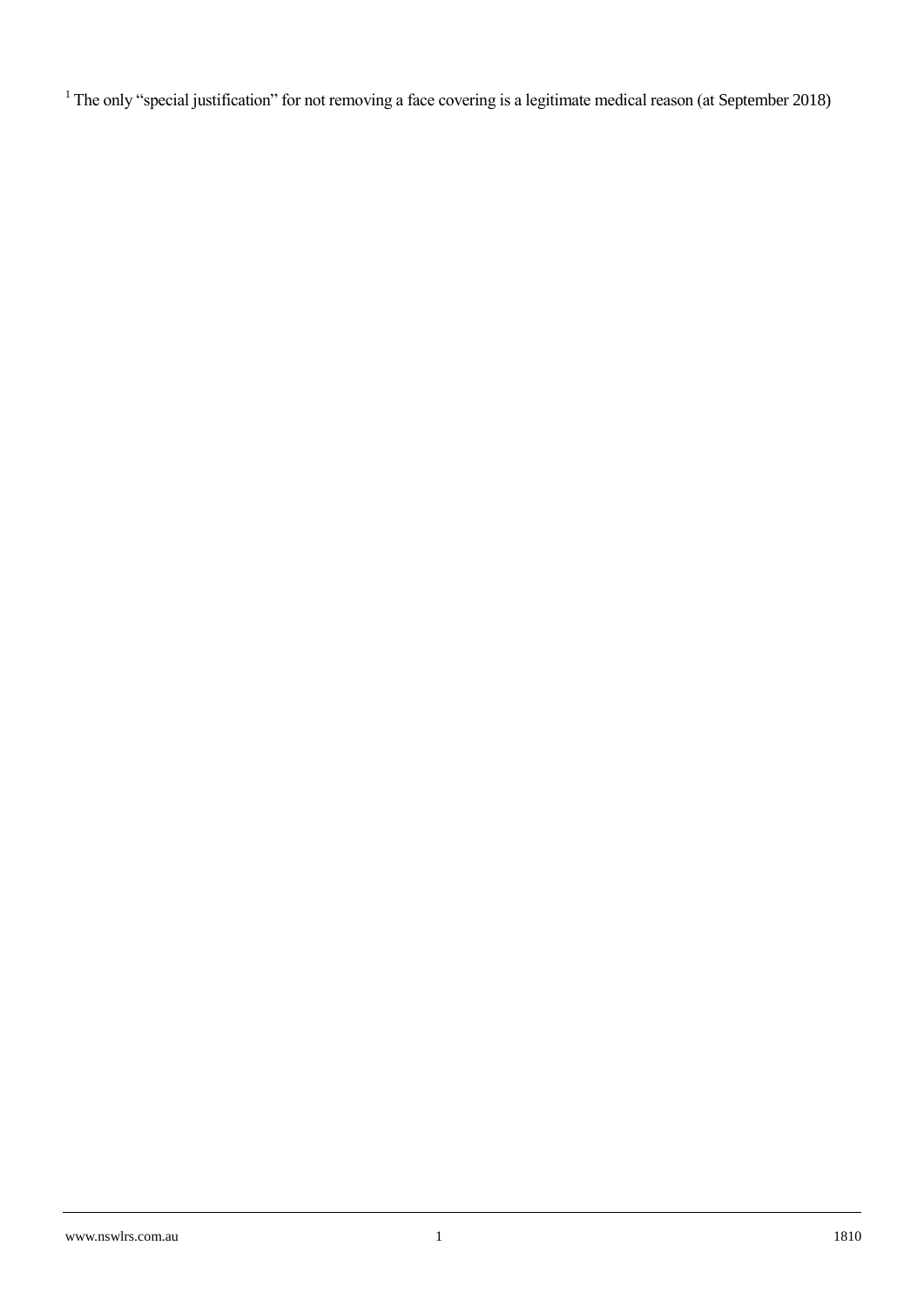[1] The only "special justification" for not removing a face covering is a legitimate medical reason (at September 2018)